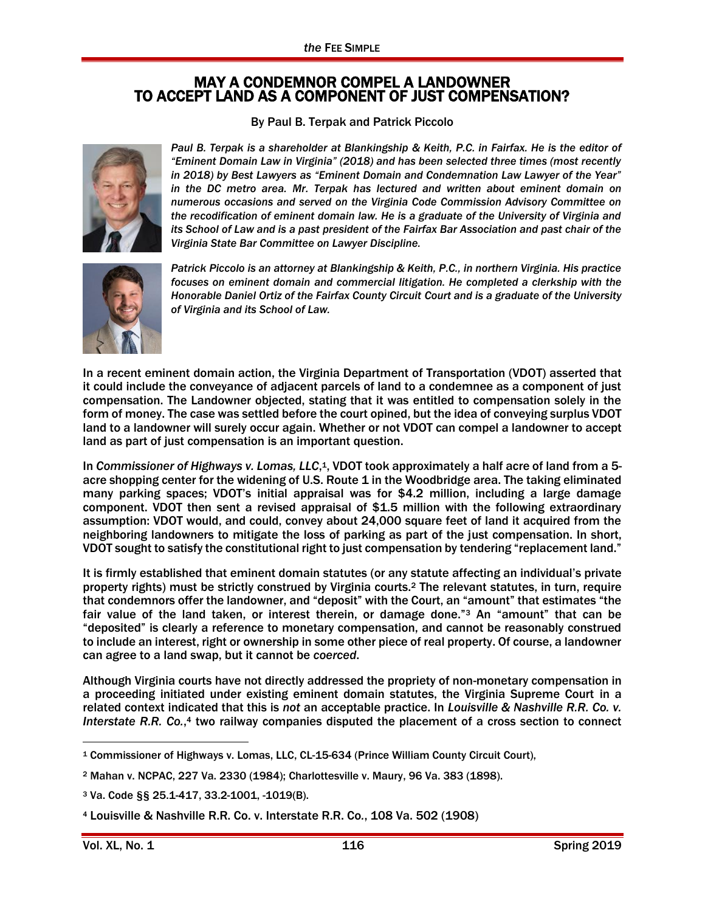# MAY A CONDEMNOR COMPEL A LANDOWNER TO ACCEPT LAND AS A COMPONENT OF JUST COMPENSATION?

By Paul B. Terpak and Patrick Piccolo

*Paul B. Terpak is a shareholder at Blankingship & Keith, P.C. in Fairfax. He is the editor of "Eminent Domain Law in Virginia" (2018) and has been selected three times (most recently in 2018) by Best Lawyers as "Eminent Domain and Condemnation Law Lawyer of the Year" in the DC metro area. Mr. Terpak has lectured and written about eminent domain on numerous occasions and served on the Virginia Code Commission Advisory Committee on the recodification of eminent domain law. He is a graduate of the University of Virginia and its School of Law and is a past president of the Fairfax Bar Association and past chair of the Virginia State Bar Committee on Lawyer Discipline.*

*Patrick Piccolo is an attorney at Blankingship & Keith, P.C., in northern Virginia. His practice focuses on eminent domain and commercial litigation. He completed a clerkship with the Honorable Daniel Ortiz of the Fairfax County Circuit Court and is a graduate of the University of Virginia and its School of Law.*

In a recent eminent domain action, the Virginia Department of Transportation (VDOT) asserted that it could include the conveyance of adjacent parcels of land to a condemnee as a component of just compensation. The Landowner objected, stating that it was entitled to compensation solely in the form of money. The case was settled before the court opined, but the idea of conveying surplus VDOT land to a landowner will surely occur again. Whether or not VDOT can compel a landowner to accept land as part of just compensation is an important question.

In *Commissioner of Highways v. Lomas, LLC*,[1], VDOT took approximately a half acre of land from a 5-acre shopping center for the widening of U.S. Route 1 in the Woodbridge area. The taking eliminated many parking spaces; VDOT's initial appraisal was for $4.2 million, including a large damage component. VDOT then sent a revised appraisal of $1.5 million with the following extraordinary assumption: VDOT would, and could, convey about 24,000 square feet of land it acquired from the neighboring landowners to mitigate the loss of parking as part of the just compensation. In short, VDOT sought to satisfy the constitutional right to just compensation by tendering "replacement land."

It is firmly established that eminent domain statutes (or any statute affecting an individual's private property rights) must be strictly construed by Virginia courts.[2] The relevant statutes, in turn, require that condemnors offer the landowner, and "deposit" with the Court, an "amount" that estimates "the fair value of the land taken, or interest therein, or damage done."[3] An "amount" that can be "deposited" is clearly a reference to monetary compensation, and cannot be reasonably construed to include an interest, right or ownership in some other piece of real property. Of course, a landowner can agree to a land swap, but it cannot be *coerced*.

Although Virginia courts have not directly addressed the propriety of non-monetary compensation in a proceeding initiated under existing eminent domain statutes, the Virginia Supreme Court in a related context indicated that this is *not* an acceptable practice. In *Louisville & Nashville R.R. Co. v. Interstate R.R. Co.*,[4] two railway companies disputed the placement of a cross section to connect

---

[1] Commissioner of Highways v. Lomas, LLC, CL-15-634 (Prince William County Circuit Court),

[2] Mahan v. NCPAC, 227 Va. 2330 (1984); Charlottesville v. Maury, 96 Va. 383 (1898).

[3] Va. Code §§ 25.1-417, 33.2-1001, -1019(B).

[4] Louisville & Nashville R.R. Co. v. Interstate R.R. Co., 108 Va. 502 (1908)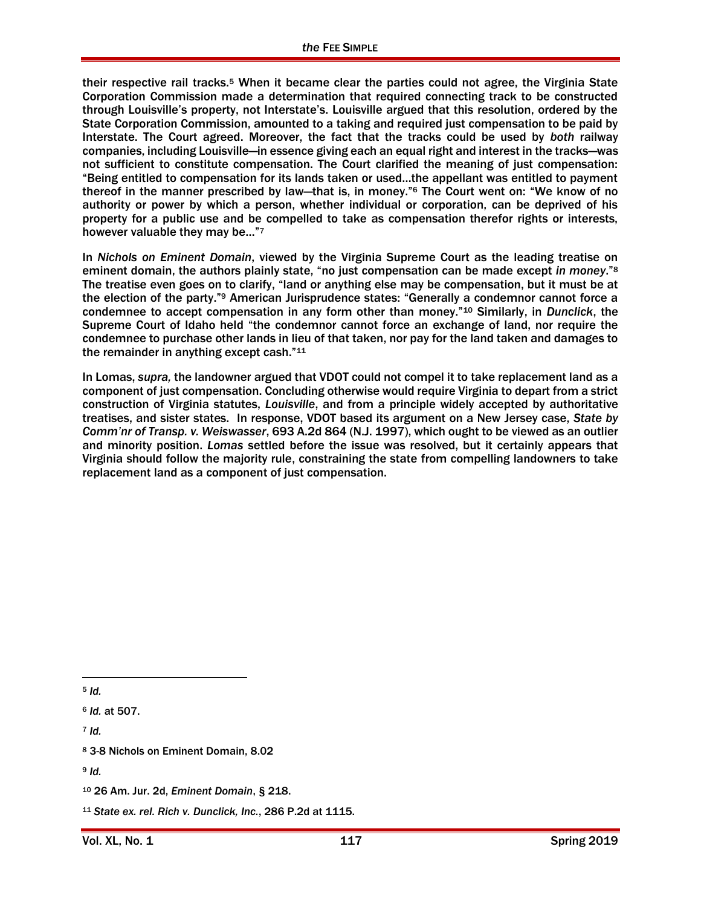their respective rail tracks.[5] When it became clear the parties could not agree, the Virginia State Corporation Commission made a determination that required connecting track to be constructed through Louisville's property, not Interstate's. Louisville argued that this resolution, ordered by the State Corporation Commission, amounted to a taking and required just compensation to be paid by Interstate. The Court agreed. Moreover, the fact that the tracks could be used by *both* railway companies, including Louisville—in essence giving each an equal right and interest in the tracks—was not sufficient to constitute compensation. The Court clarified the meaning of just compensation: "Being entitled to compensation for its lands taken or used…the appellant was entitled to payment thereof in the manner prescribed by law—that is, in money."[6] The Court went on: "We know of no authority or power by which a person, whether individual or corporation, can be deprived of his property for a public use and be compelled to take as compensation therefor rights or interests, however valuable they may be…"[7]

In *Nichols on Eminent Domain*, viewed by the Virginia Supreme Court as the leading treatise on eminent domain, the authors plainly state, "no just compensation can be made except *in money*."[8] The treatise even goes on to clarify, "land or anything else may be compensation, but it must be at the election of the party."[9] American Jurisprudence states: "Generally a condemnor cannot force a condemnee to accept compensation in any form other than money."[10] Similarly, in *Dunclick*, the Supreme Court of Idaho held "the condemnor cannot force an exchange of land, nor require the condemnee to purchase other lands in lieu of that taken, nor pay for the land taken and damages to the remainder in anything except cash."[11]

In Lomas, *supra,* the landowner argued that VDOT could not compel it to take replacement land as a component of just compensation. Concluding otherwise would require Virginia to depart from a strict construction of Virginia statutes, *Louisville*, and from a principle widely accepted by authoritative treatises, and sister states. In response, VDOT based its argument on a New Jersey case, *State by Comm'nr of Transp. v. Weiswasser*, 693 A.2d 864 (N.J. 1997), which ought to be viewed as an outlier and minority position. *Lomas* settled before the issue was resolved, but it certainly appears that Virginia should follow the majority rule, constraining the state from compelling landowners to take replacement land as a component of just compensation.

---

[5] *Id.*

[6] *Id.* at 507.

[7] *Id.*

[8] 3-8 Nichols on Eminent Domain, 8.02

[9] *Id.*

[10] 26 Am. Jur. 2d, *Eminent Domain*, § 218.

[11] *State ex. rel. Rich v. Dunclick, Inc.*, 286 P.2d at 1115.